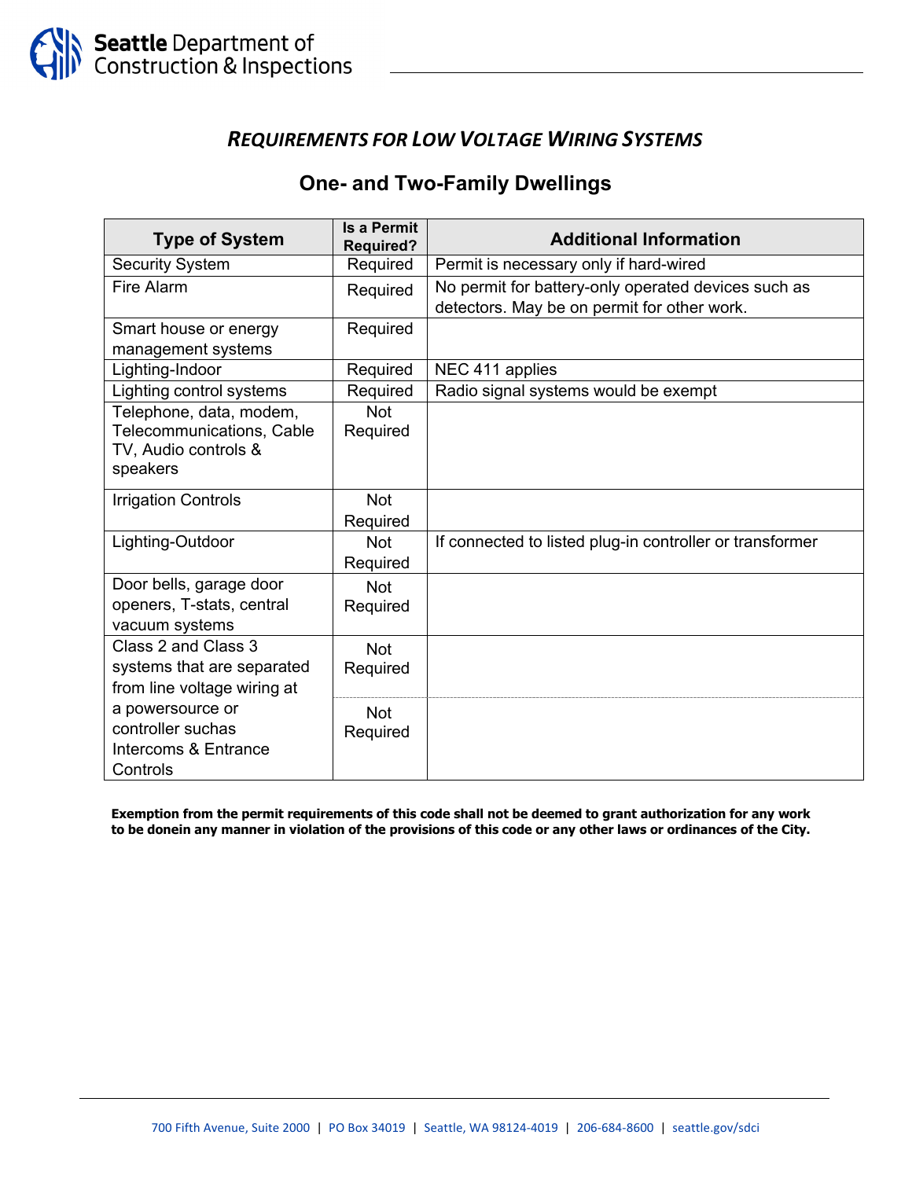Seattle Department of Construction & Inspections

# *REQUIREMENTS FOR LOW VOLTAGE WIRING SYSTEMS*

## One- and Two-Family Dwellings

| Type of System | Is a Permit Required? | Additional Information |
|---|---|---|
| Security System | Required | Permit is necessary only if hard-wired |
| Fire Alarm | Required | No permit for battery-only operated devices such as detectors. May be on permit for other work. |
| Smart house or energy management systems | Required | |
| Lighting-Indoor | Required | NEC 411 applies |
| Lighting control systems | Required | Radio signal systems would be exempt |
| Telephone, data, modem, Telecommunications, Cable TV, Audio controls & speakers | Not Required | |
| Irrigation Controls | Not Required | |
| Lighting-Outdoor | Not Required | If connected to listed plug-in controller or transformer |
| Door bells, garage door openers, T-stats, central vacuum systems | Not Required | |
| Class 2 and Class 3 systems that are separated from line voltage wiring at a powersource or controller suchas Intercoms & Entrance Controls | Not Required | |
| | Not Required | |

**Exemption from the permit requirements of this code shall not be deemed to grant authorization for any work to be donein any manner in violation of the provisions of this code or any other laws or ordinances of the City.**

700 Fifth Avenue, Suite 2000 | PO Box 34019 | Seattle, WA 98124-4019 | 206-684-8600 | seattle.gov/sdci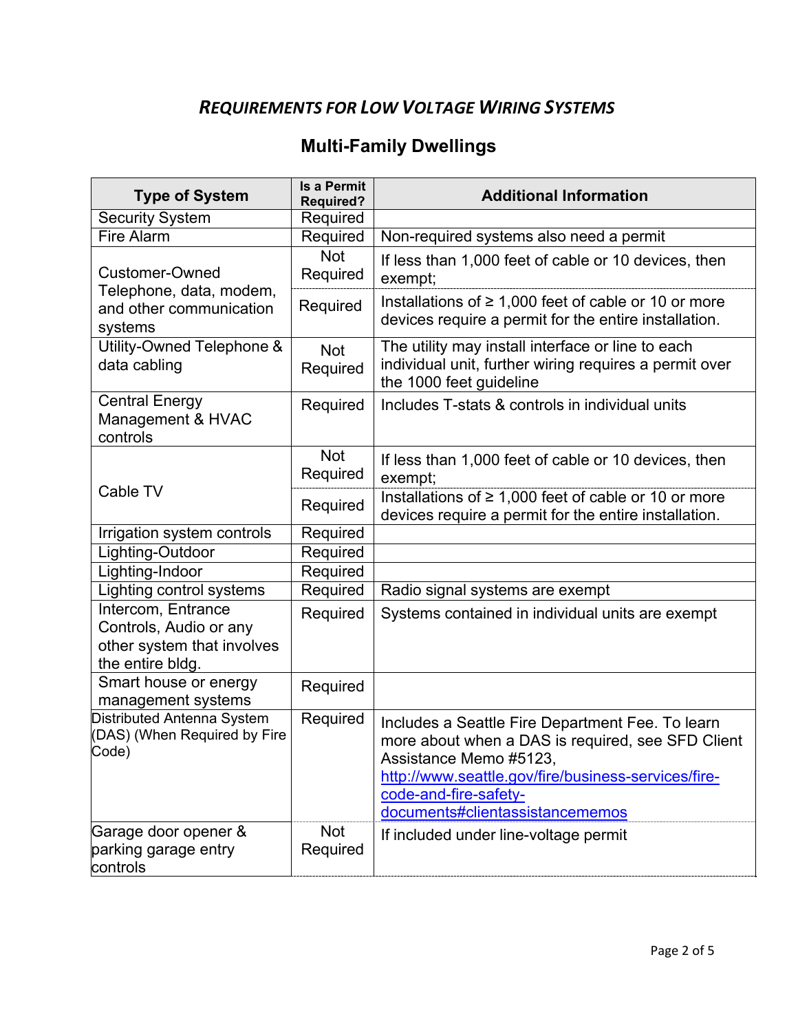## *REQUIREMENTS FOR LOW VOLTAGE WIRING SYSTEMS*

## Multi-Family Dwellings

| Type of System | Is a Permit Required? | Additional Information |
|---|---|---|
| Security System | Required | |
| Fire Alarm | Required | Non-required systems also need a permit |
| Customer-Owned Telephone, data, modem, and other communication systems | Not Required | If less than 1,000 feet of cable or 10 devices, then exempt; |
| | Required | Installations of ≥ 1,000 feet of cable or 10 or more devices require a permit for the entire installation. |
| Utility-Owned Telephone & data cabling | Not Required | The utility may install interface or line to each individual unit, further wiring requires a permit over the 1000 feet guideline |
| Central Energy Management & HVAC controls | Required | Includes T-stats & controls in individual units |
| Cable TV | Not Required | If less than 1,000 feet of cable or 10 devices, then exempt; |
| | Required | Installations of ≥ 1,000 feet of cable or 10 or more devices require a permit for the entire installation. |
| Irrigation system controls | Required | |
| Lighting-Outdoor | Required | |
| Lighting-Indoor | Required | |
| Lighting control systems | Required | Radio signal systems are exempt |
| Intercom, Entrance Controls, Audio or any other system that involves the entire bldg. | Required | Systems contained in individual units are exempt |
| Smart house or energy management systems | Required | |
| Distributed Antenna System (DAS) (When Required by Fire Code) | Required | Includes a Seattle Fire Department Fee. To learn more about when a DAS is required, see SFD Client Assistance Memo #5123, http://www.seattle.gov/fire/business-services/fire-code-and-fire-safety-documents#clientassistancememos |
| Garage door opener & parking garage entry controls | Not Required | If included under line-voltage permit |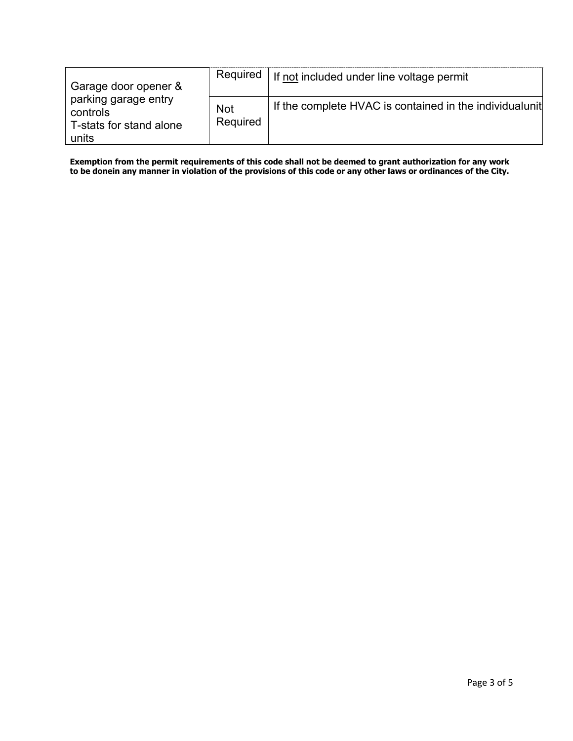| Garage door opener & parking garage entry controls<br>T-stats for stand alone units | Required | If not included under line voltage permit |
|---|---|---|
| | Not Required | If the complete HVAC is contained in the individualunit |

**Exemption from the permit requirements of this code shall not be deemed to grant authorization for any work to be donein any manner in violation of the provisions of this code or any other laws or ordinances of the City.**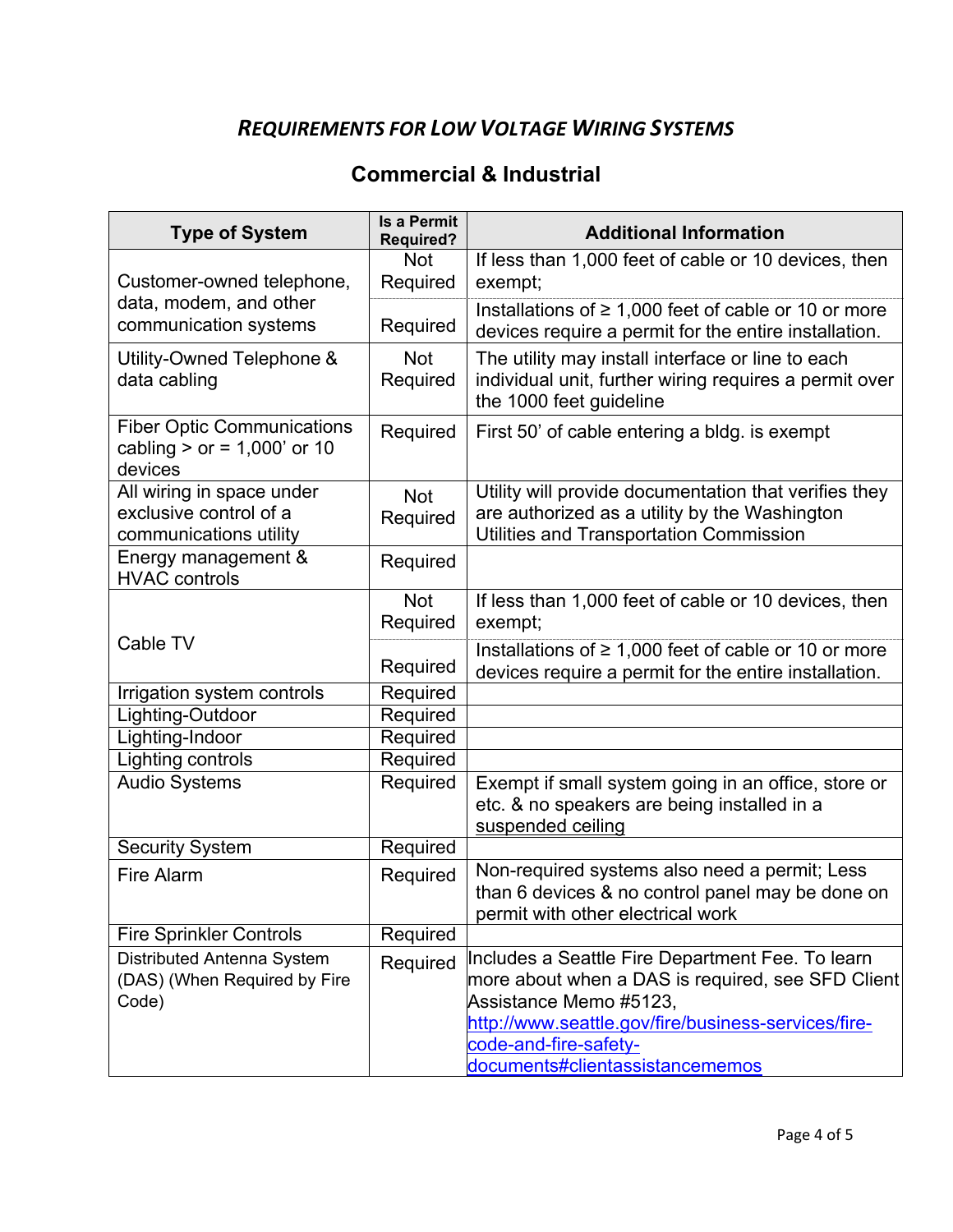# *REQUIREMENTS FOR LOW VOLTAGE WIRING SYSTEMS*

## Commercial & Industrial

| Type of System | Is a Permit Required? | Additional Information |
|---|---|---|
| Customer-owned telephone, data, modem, and other communication systems | Not Required | If less than 1,000 feet of cable or 10 devices, then exempt; |
| | Required | Installations of ≥ 1,000 feet of cable or 10 or more devices require a permit for the entire installation. |
| Utility-Owned Telephone & data cabling | Not Required | The utility may install interface or line to each individual unit, further wiring requires a permit over the 1000 feet guideline |
| Fiber Optic Communications cabling > or = 1,000' or 10 devices | Required | First 50' of cable entering a bldg. is exempt |
| All wiring in space under exclusive control of a communications utility | Not Required | Utility will provide documentation that verifies they are authorized as a utility by the Washington Utilities and Transportation Commission |
| Energy management & HVAC controls | Required | |
| Cable TV | Not Required | If less than 1,000 feet of cable or 10 devices, then exempt; |
| | Required | Installations of ≥ 1,000 feet of cable or 10 or more devices require a permit for the entire installation. |
| Irrigation system controls | Required | |
| Lighting-Outdoor | Required | |
| Lighting-Indoor | Required | |
| Lighting controls | Required | |
| Audio Systems | Required | Exempt if small system going in an office, store or etc. & no speakers are being installed in a suspended ceiling |
| Security System | Required | |
| Fire Alarm | Required | Non-required systems also need a permit; Less than 6 devices & no control panel may be done on permit with other electrical work |
| Fire Sprinkler Controls | Required | |
| Distributed Antenna System (DAS) (When Required by Fire Code) | Required | Includes a Seattle Fire Department Fee. To learn more about when a DAS is required, see SFD Client Assistance Memo #5123, http://www.seattle.gov/fire/business-services/fire-code-and-fire-safety-documents#clientassistancememos |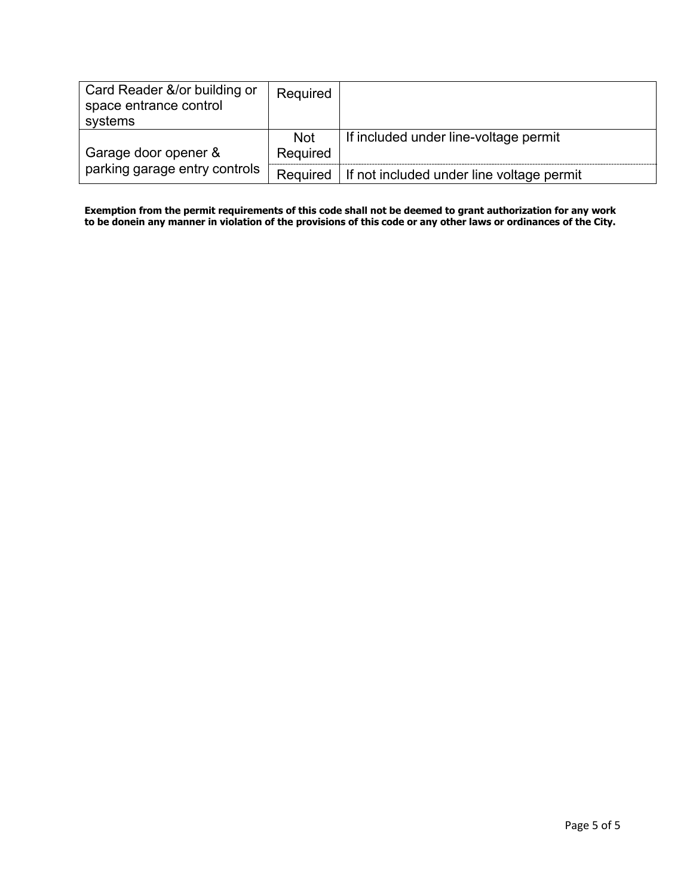| | | |
|---|---|---|
| Card Reader &/or building or space entrance control systems | Required | |
| Garage door opener & parking garage entry controls | Not Required | If included under line-voltage permit |
| | Required | If not included under line voltage permit |

**Exemption from the permit requirements of this code shall not be deemed to grant authorization for any work to be donein any manner in violation of the provisions of this code or any other laws or ordinances of the City.**